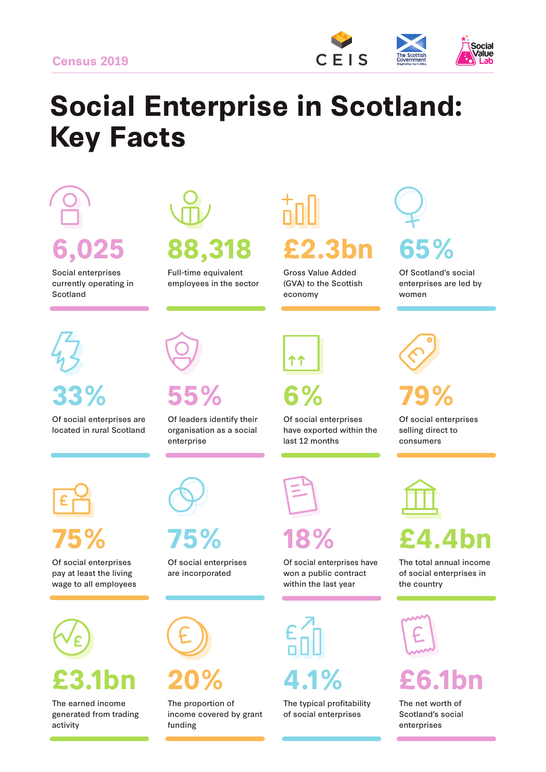Census 2019

# Social Enterprise in Scotland: Key Facts

**6,025**
Social enterprises currently operating in Scotland

**88,318**
Full-time equivalent employees in the sector

**£2.3bn**
Gross Value Added (GVA) to the Scottish economy

**65%**
Of Scotland's social enterprises are led by women

**33%**
Of social enterprises are located in rural Scotland

**55%**
Of leaders identify their organisation as a social enterprise

**6%**
Of social enterprises have exported within the last 12 months

**79%**
Of social enterprises selling direct to consumers

**75%**
Of social enterprises pay at least the living wage to all employees

**75%**
Of social enterprises are incorporated

**18%**
Of social enterprises have won a public contract within the last year

**£4.4bn**
The total annual income of social enterprises in the country

**£3.1bn**
The earned income generated from trading activity

**20%**
The proportion of income covered by grant funding

**4.1%**
The typical profitability of social enterprises

**£6.1bn**
The net worth of Scotland's social enterprises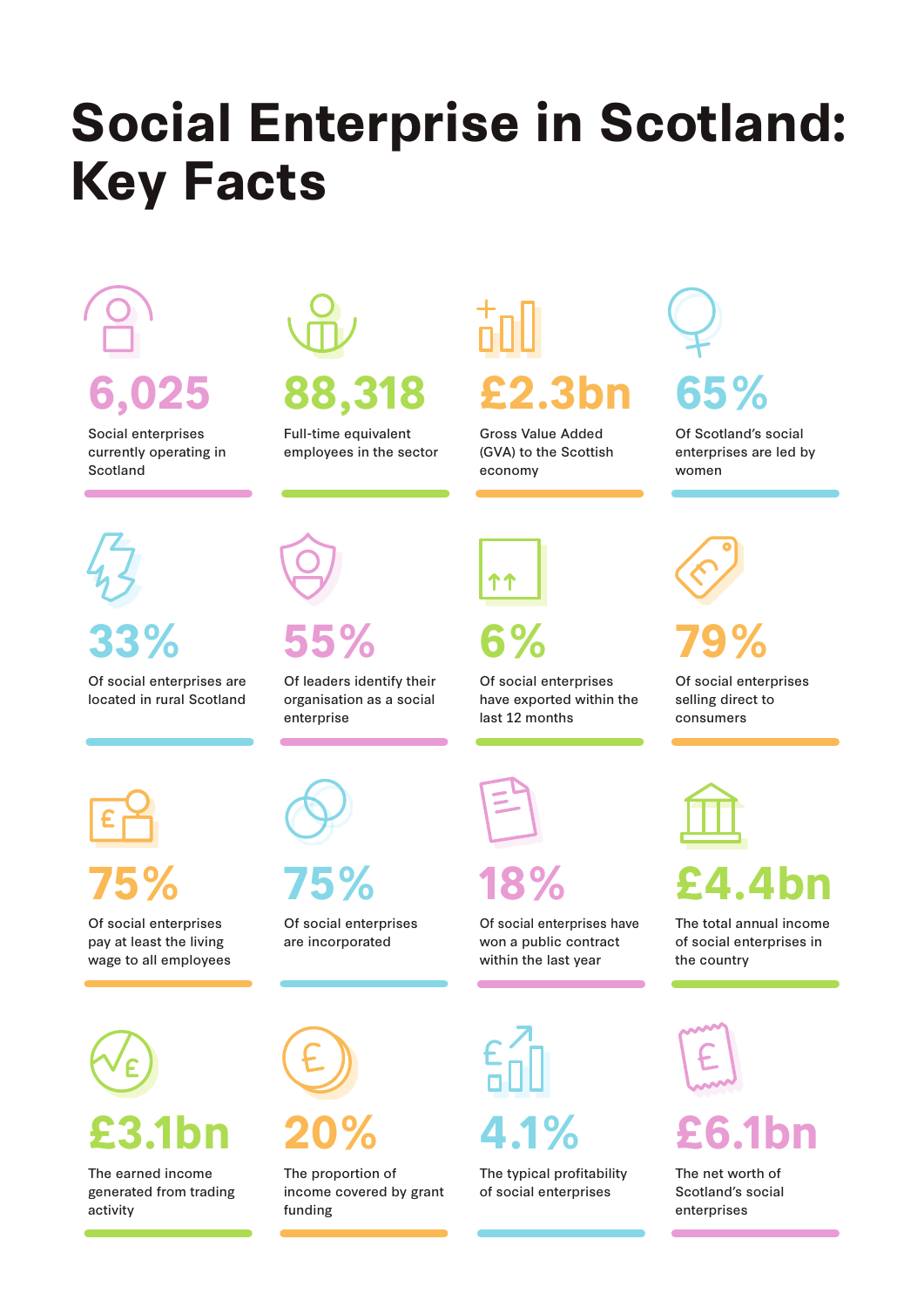# Social Enterprise in Scotland: Key Facts

**6,025**
Social enterprises currently operating in Scotland

**88,318**
Full-time equivalent employees in the sector

**£2.3bn**
Gross Value Added (GVA) to the Scottish economy

**65%**
Of Scotland's social enterprises are led by women

**33%**
Of social enterprises are located in rural Scotland

**55%**
Of leaders identify their organisation as a social enterprise

**6%**
Of social enterprises have exported within the last 12 months

**79%**
Of social enterprises selling direct to consumers

**75%**
Of social enterprises pay at least the living wage to all employees

**75%**
Of social enterprises are incorporated

**18%**
Of social enterprises have won a public contract within the last year

**£4.4bn**
The total annual income of social enterprises in the country

**£3.1bn**
The earned income generated from trading activity

**20%**
The proportion of income covered by grant funding

**4.1%**
The typical profitability of social enterprises

**£6.1bn**
The net worth of Scotland's social enterprises